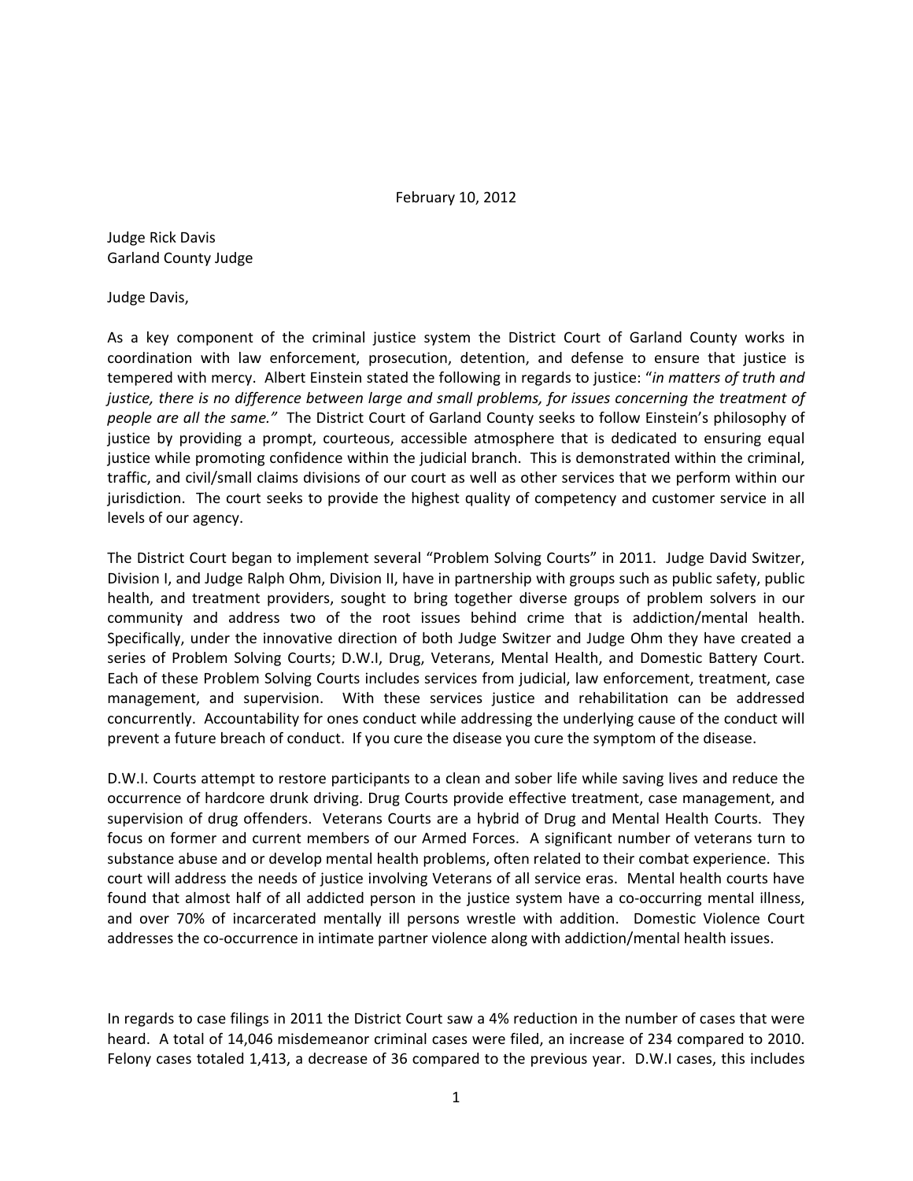February 10, 2012

Judge Rick Davis
Garland County Judge

Judge Davis,

As a key component of the criminal justice system the District Court of Garland County works in coordination with law enforcement, prosecution, detention, and defense to ensure that justice is tempered with mercy. Albert Einstein stated the following in regards to justice: "*in matters of truth and justice, there is no difference between large and small problems, for issues concerning the treatment of people are all the same.*" The District Court of Garland County seeks to follow Einstein's philosophy of justice by providing a prompt, courteous, accessible atmosphere that is dedicated to ensuring equal justice while promoting confidence within the judicial branch. This is demonstrated within the criminal, traffic, and civil/small claims divisions of our court as well as other services that we perform within our jurisdiction. The court seeks to provide the highest quality of competency and customer service in all levels of our agency.

The District Court began to implement several "Problem Solving Courts" in 2011. Judge David Switzer, Division I, and Judge Ralph Ohm, Division II, have in partnership with groups such as public safety, public health, and treatment providers, sought to bring together diverse groups of problem solvers in our community and address two of the root issues behind crime that is addiction/mental health. Specifically, under the innovative direction of both Judge Switzer and Judge Ohm they have created a series of Problem Solving Courts; D.W.I, Drug, Veterans, Mental Health, and Domestic Battery Court. Each of these Problem Solving Courts includes services from judicial, law enforcement, treatment, case management, and supervision. With these services justice and rehabilitation can be addressed concurrently. Accountability for ones conduct while addressing the underlying cause of the conduct will prevent a future breach of conduct. If you cure the disease you cure the symptom of the disease.

D.W.I. Courts attempt to restore participants to a clean and sober life while saving lives and reduce the occurrence of hardcore drunk driving. Drug Courts provide effective treatment, case management, and supervision of drug offenders. Veterans Courts are a hybrid of Drug and Mental Health Courts. They focus on former and current members of our Armed Forces. A significant number of veterans turn to substance abuse and or develop mental health problems, often related to their combat experience. This court will address the needs of justice involving Veterans of all service eras. Mental health courts have found that almost half of all addicted person in the justice system have a co-occurring mental illness, and over 70% of incarcerated mentally ill persons wrestle with addition. Domestic Violence Court addresses the co-occurrence in intimate partner violence along with addiction/mental health issues.

In regards to case filings in 2011 the District Court saw a 4% reduction in the number of cases that were heard. A total of 14,046 misdemeanor criminal cases were filed, an increase of 234 compared to 2010. Felony cases totaled 1,413, a decrease of 36 compared to the previous year. D.W.I cases, this includes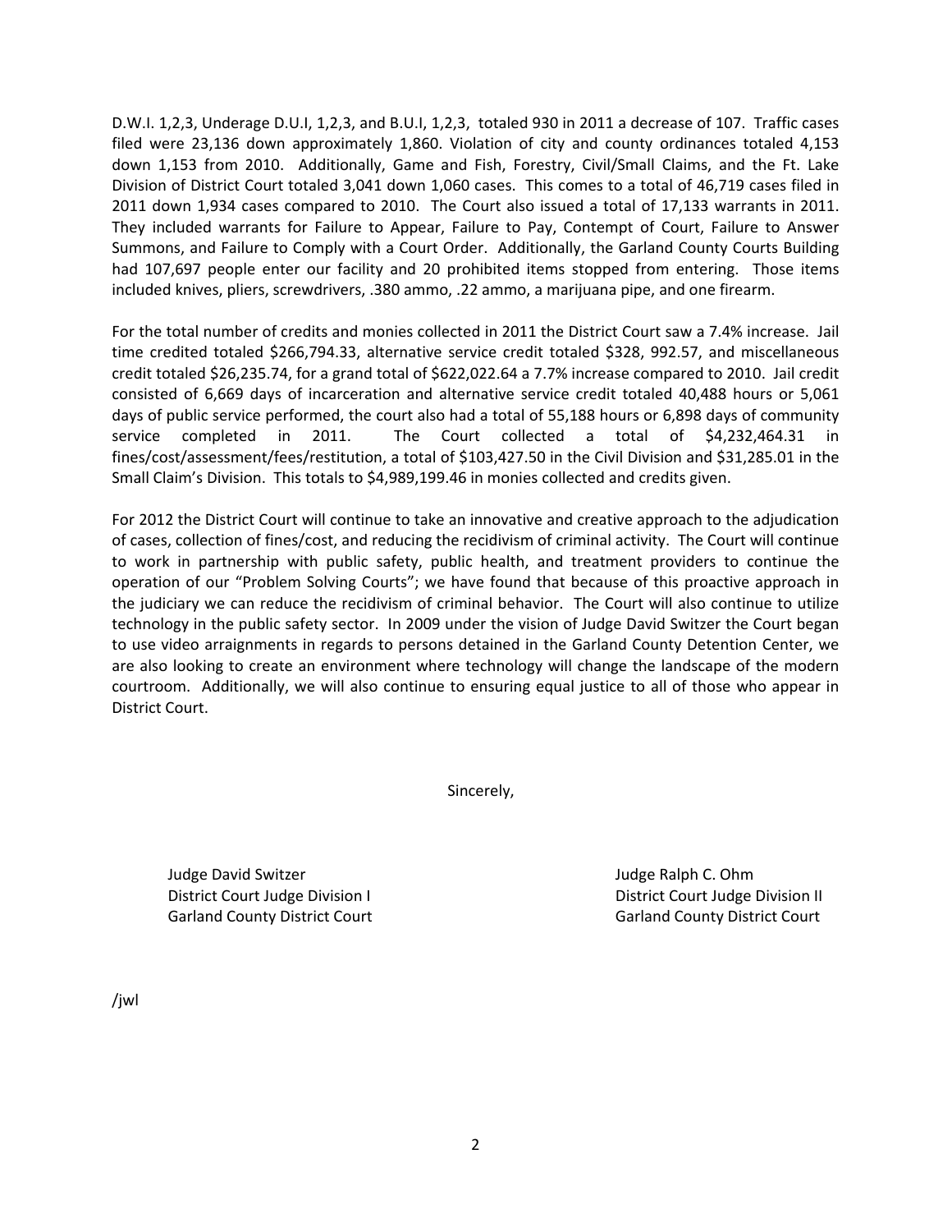D.W.I. 1,2,3, Underage D.U.I, 1,2,3, and B.U.I, 1,2,3, totaled 930 in 2011 a decrease of 107. Traffic cases filed were 23,136 down approximately 1,860. Violation of city and county ordinances totaled 4,153 down 1,153 from 2010. Additionally, Game and Fish, Forestry, Civil/Small Claims, and the Ft. Lake Division of District Court totaled 3,041 down 1,060 cases. This comes to a total of 46,719 cases filed in 2011 down 1,934 cases compared to 2010. The Court also issued a total of 17,133 warrants in 2011. They included warrants for Failure to Appear, Failure to Pay, Contempt of Court, Failure to Answer Summons, and Failure to Comply with a Court Order. Additionally, the Garland County Courts Building had 107,697 people enter our facility and 20 prohibited items stopped from entering. Those items included knives, pliers, screwdrivers, .380 ammo, .22 ammo, a marijuana pipe, and one firearm.

For the total number of credits and monies collected in 2011 the District Court saw a 7.4% increase. Jail time credited totaled $266,794.33, alternative service credit totaled $328, 992.57, and miscellaneous credit totaled $26,235.74, for a grand total of $622,022.64 a 7.7% increase compared to 2010. Jail credit consisted of 6,669 days of incarceration and alternative service credit totaled 40,488 hours or 5,061 days of public service performed, the court also had a total of 55,188 hours or 6,898 days of community service completed in 2011. The Court collected a total of $4,232,464.31 in fines/cost/assessment/fees/restitution, a total of $103,427.50 in the Civil Division and $31,285.01 in the Small Claim's Division. This totals to $4,989,199.46 in monies collected and credits given.

For 2012 the District Court will continue to take an innovative and creative approach to the adjudication of cases, collection of fines/cost, and reducing the recidivism of criminal activity. The Court will continue to work in partnership with public safety, public health, and treatment providers to continue the operation of our "Problem Solving Courts"; we have found that because of this proactive approach in the judiciary we can reduce the recidivism of criminal behavior. The Court will also continue to utilize technology in the public safety sector. In 2009 under the vision of Judge David Switzer the Court began to use video arraignments in regards to persons detained in the Garland County Detention Center, we are also looking to create an environment where technology will change the landscape of the modern courtroom. Additionally, we will also continue to ensuring equal justice to all of those who appear in District Court.

Sincerely,

Judge David Switzer
District Court Judge Division I
Garland County District Court

Judge Ralph C. Ohm
District Court Judge Division II
Garland County District Court

/jwl